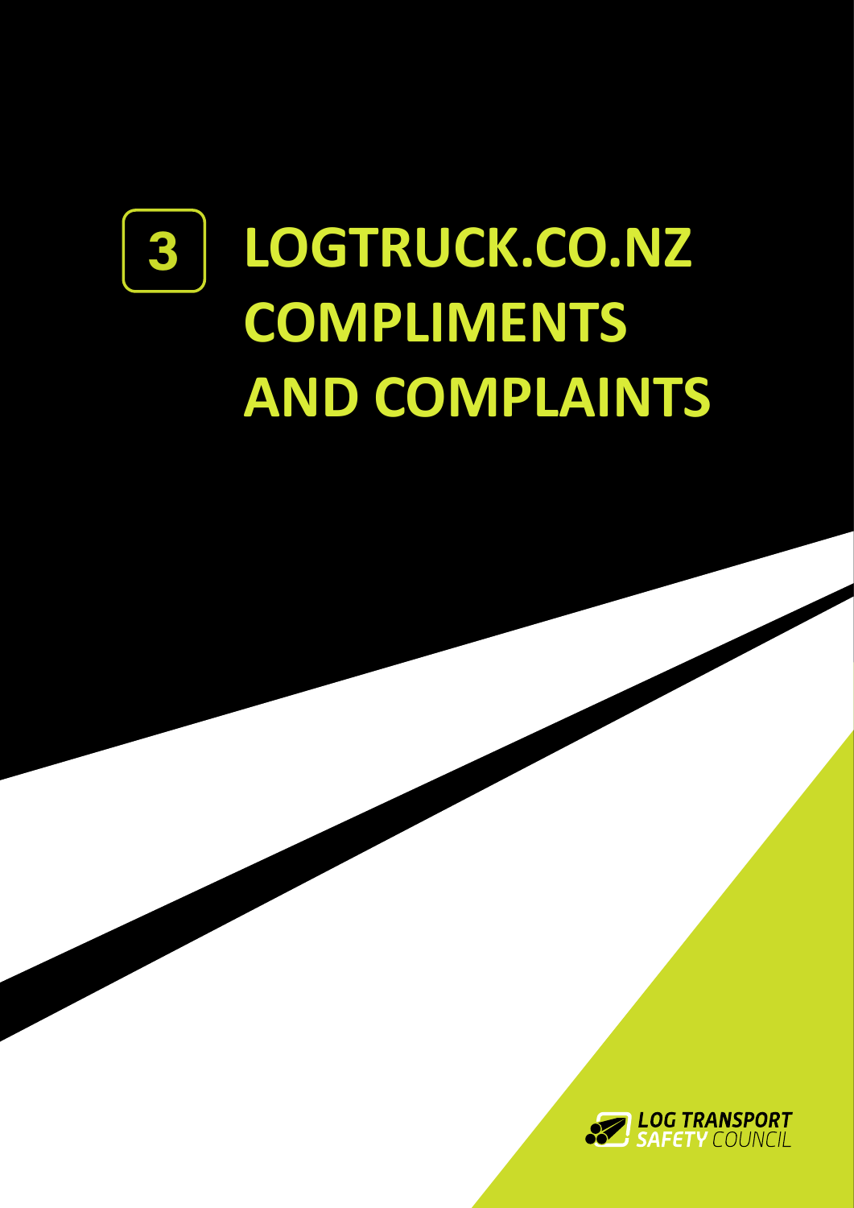# 3 LOGTRUCK.CO.NZ COMPLIMENTS AND COMPLAINTS

LOG TRANSPORT SAFETY COUNCIL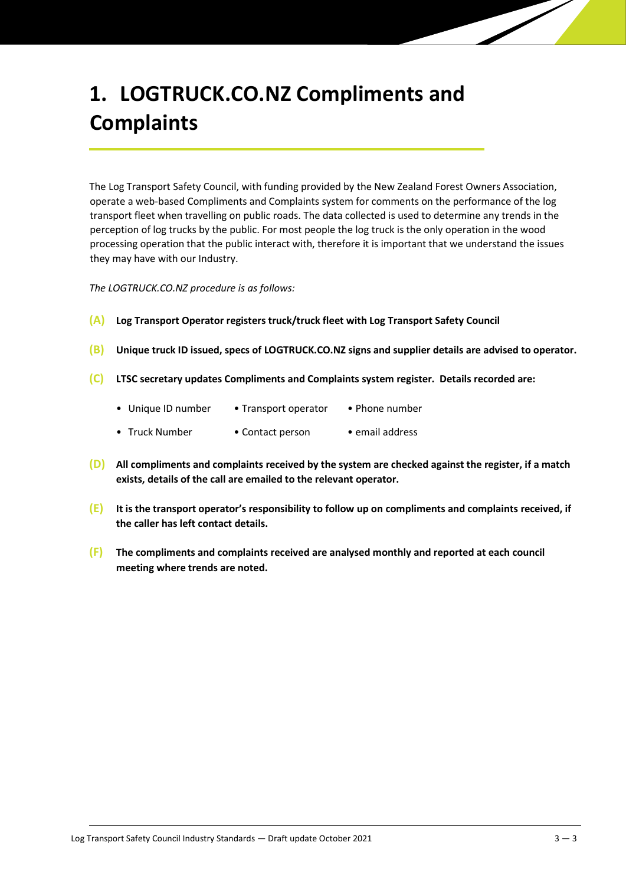# 1. LOGTRUCK.CO.NZ Compliments and Complaints

The Log Transport Safety Council, with funding provided by the New Zealand Forest Owners Association, operate a web-based Compliments and Complaints system for comments on the performance of the log transport fleet when travelling on public roads. The data collected is used to determine any trends in the perception of log trucks by the public. For most people the log truck is the only operation in the wood processing operation that the public interact with, therefore it is important that we understand the issues they may have with our Industry.

*The LOGTRUCK.CO.NZ procedure is as follows:*

**(A)** **Log Transport Operator registers truck/truck fleet with Log Transport Safety Council**

**(B)** **Unique truck ID issued, specs of LOGTRUCK.CO.NZ signs and supplier details are advised to operator.**

**(C)** **LTSC secretary updates Compliments and Complaints system register. Details recorded are:**

- Unique ID number
- Transport operator
- Phone number
- Truck Number
- Contact person
- email address

**(D)** **All compliments and complaints received by the system are checked against the register, if a match exists, details of the call are emailed to the relevant operator.**

**(E)** **It is the transport operator's responsibility to follow up on compliments and complaints received, if the caller has left contact details.**

**(F)** **The compliments and complaints received are analysed monthly and reported at each council meeting where trends are noted.**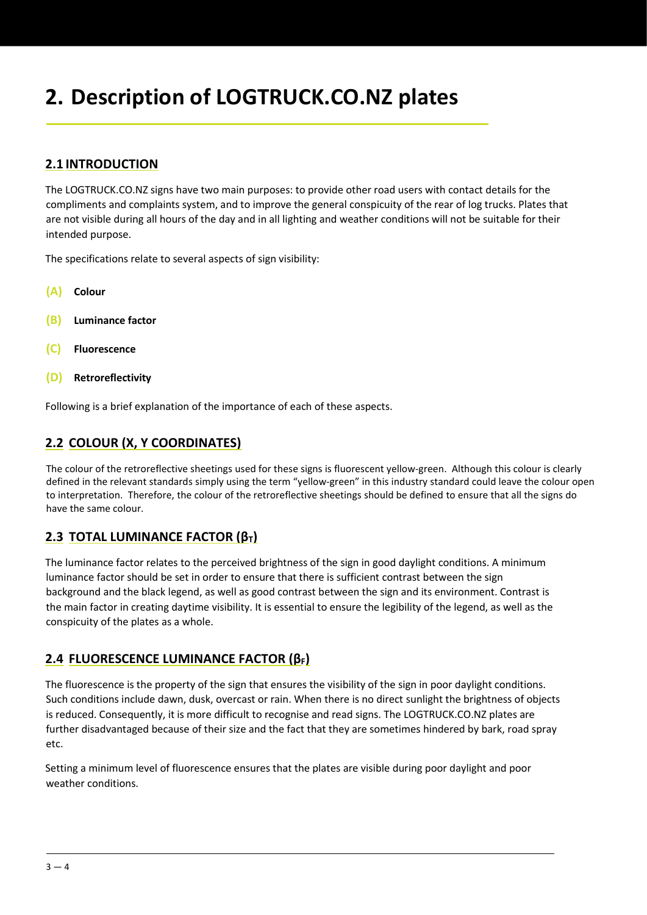# 2. Description of LOGTRUCK.CO.NZ plates

## 2.1 INTRODUCTION

The LOGTRUCK.CO.NZ signs have two main purposes: to provide other road users with contact details for the compliments and complaints system, and to improve the general conspicuity of the rear of log trucks. Plates that are not visible during all hours of the day and in all lighting and weather conditions will not be suitable for their intended purpose.

The specifications relate to several aspects of sign visibility:

- **(A)** **Colour**
- **(B)** **Luminance factor**
- **(C)** **Fluorescence**
- **(D)** **Retroreflectivity**

Following is a brief explanation of the importance of each of these aspects.

## 2.2 COLOUR (X, Y COORDINATES)

The colour of the retroreflective sheetings used for these signs is fluorescent yellow-green. Although this colour is clearly defined in the relevant standards simply using the term "yellow-green" in this industry standard could leave the colour open to interpretation. Therefore, the colour of the retroreflective sheetings should be defined to ensure that all the signs do have the same colour.

## 2.3 TOTAL LUMINANCE FACTOR ($\beta_T$)

The luminance factor relates to the perceived brightness of the sign in good daylight conditions. A minimum luminance factor should be set in order to ensure that there is sufficient contrast between the sign background and the black legend, as well as good contrast between the sign and its environment. Contrast is the main factor in creating daytime visibility. It is essential to ensure the legibility of the legend, as well as the conspicuity of the plates as a whole.

## 2.4 FLUORESCENCE LUMINANCE FACTOR ($\beta_F$)

The fluorescence is the property of the sign that ensures the visibility of the sign in poor daylight conditions. Such conditions include dawn, dusk, overcast or rain. When there is no direct sunlight the brightness of objects is reduced. Consequently, it is more difficult to recognise and read signs. The LOGTRUCK.CO.NZ plates are further disadvantaged because of their size and the fact that they are sometimes hindered by bark, road spray etc.

Setting a minimum level of fluorescence ensures that the plates are visible during poor daylight and poor weather conditions.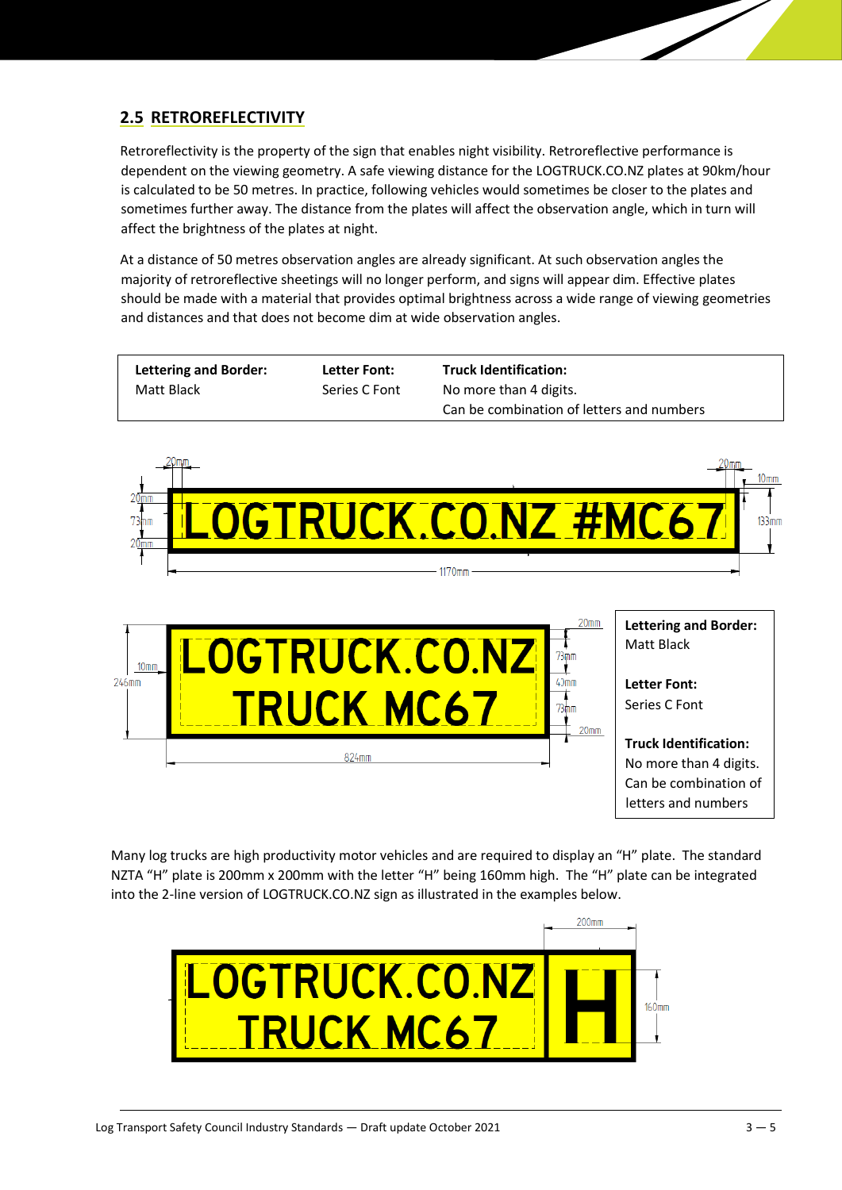## 2.5 RETROREFLECTIVITY

Retroreflectivity is the property of the sign that enables night visibility. Retroreflective performance is dependent on the viewing geometry. A safe viewing distance for the LOGTRUCK.CO.NZ plates at 90km/hour is calculated to be 50 metres. In practice, following vehicles would sometimes be closer to the plates and sometimes further away. The distance from the plates will affect the observation angle, which in turn will affect the brightness of the plates at night.

At a distance of 50 metres observation angles are already significant. At such observation angles the majority of retroreflective sheetings will no longer perform, and signs will appear dim. Effective plates should be made with a material that provides optimal brightness across a wide range of viewing geometries and distances and that does not become dim at wide observation angles.

| Lettering and Border: | Letter Font: | Truck Identification: |
|---|---|---|
| Matt Black | Series C Font | No more than 4 digits. Can be combination of letters and numbers |

20mm
20mm
10mm
20mm
73mm
20mm
LOGTRUCK.CO.NZ #MC67
133mm
1170mm

10mm
246mm
LOGTRUCK.CO.NZ
TRUCK MC67
20mm
73mm
40mm
73mm
20mm
824mm

**Lettering and Border:**
Matt Black

**Letter Font:**
Series C Font

**Truck Identification:**
No more than 4 digits. Can be combination of letters and numbers

Many log trucks are high productivity motor vehicles and are required to display an "H" plate. The standard NZTA "H" plate is 200mm x 200mm with the letter "H" being 160mm high. The "H" plate can be integrated into the 2-line version of LOGTRUCK.CO.NZ sign as illustrated in the examples below.

200mm
LOGTRUCK.CO.NZ
TRUCK MC67
H
160mm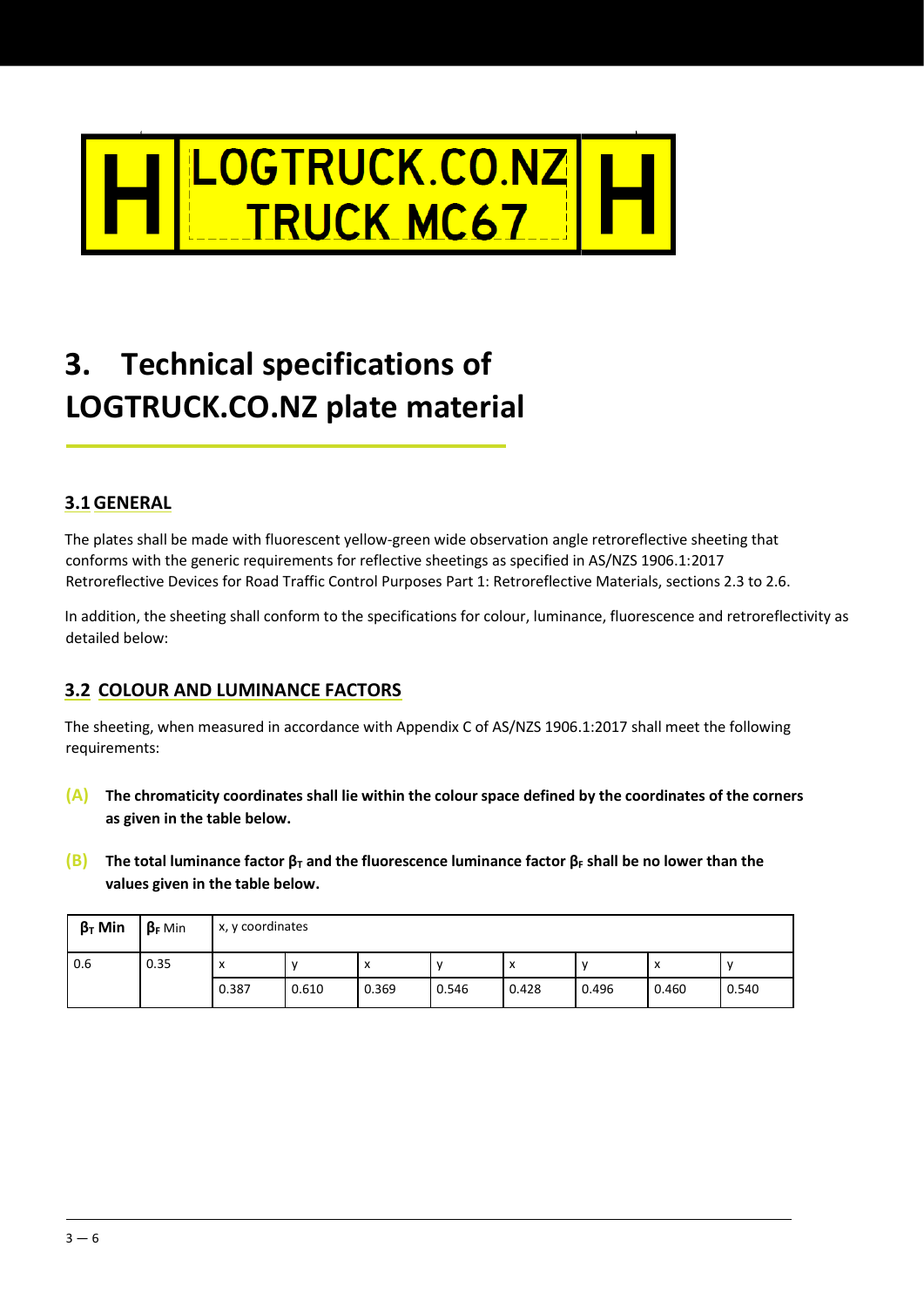# 3. Technical specifications of LOGTRUCK.CO.NZ plate material

## 3.1 GENERAL

The plates shall be made with fluorescent yellow-green wide observation angle retroreflective sheeting that conforms with the generic requirements for reflective sheetings as specified in AS/NZS 1906.1:2017 Retroreflective Devices for Road Traffic Control Purposes Part 1: Retroreflective Materials, sections 2.3 to 2.6.

In addition, the sheeting shall conform to the specifications for colour, luminance, fluorescence and retroreflectivity as detailed below:

## 3.2 COLOUR AND LUMINANCE FACTORS

The sheeting, when measured in accordance with Appendix C of AS/NZS 1906.1:2017 shall meet the following requirements:

**(A)** **The chromaticity coordinates shall lie within the colour space defined by the coordinates of the corners as given in the table below.**

**(B)** **The total luminance factor $\beta_T$ and the fluorescence luminance factor $\beta_F$ shall be no lower than the values given in the table below.**

| $\beta_T$ Min | $\beta_F$ Min | x, y coordinates | | | | | | | |
|---|---|---|---|---|---|---|---|---|---|
| | | x | y | x | y | x | y | x | y |
| 0.6 | 0.35 | 0.387 | 0.610 | 0.369 | 0.546 | 0.428 | 0.496 | 0.460 | 0.540 |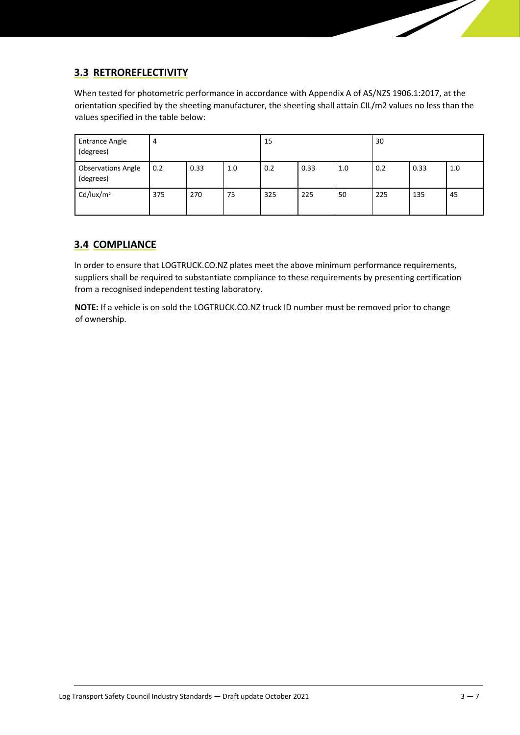## 3.3 RETROREFLECTIVITY

When tested for photometric performance in accordance with Appendix A of AS/NZS 1906.1:2017, at the orientation specified by the sheeting manufacturer, the sheeting shall attain CIL/m2 values no less than the values specified in the table below:

| Entrance Angle (degrees) | 4 | | | 15 | | | 30 | | |
|---|---|---|---|---|---|---|---|---|---|
| Observations Angle (degrees) | 0.2 | 0.33 | 1.0 | 0.2 | 0.33 | 1.0 | 0.2 | 0.33 | 1.0 |
| Cd/lux/$m^2$ | 375 | 270 | 75 | 325 | 225 | 50 | 225 | 135 | 45 |

## 3.4 COMPLIANCE

In order to ensure that LOGTRUCK.CO.NZ plates meet the above minimum performance requirements, suppliers shall be required to substantiate compliance to these requirements by presenting certification from a recognised independent testing laboratory.

**NOTE:** If a vehicle is on sold the LOGTRUCK.CO.NZ truck ID number must be removed prior to change of ownership.